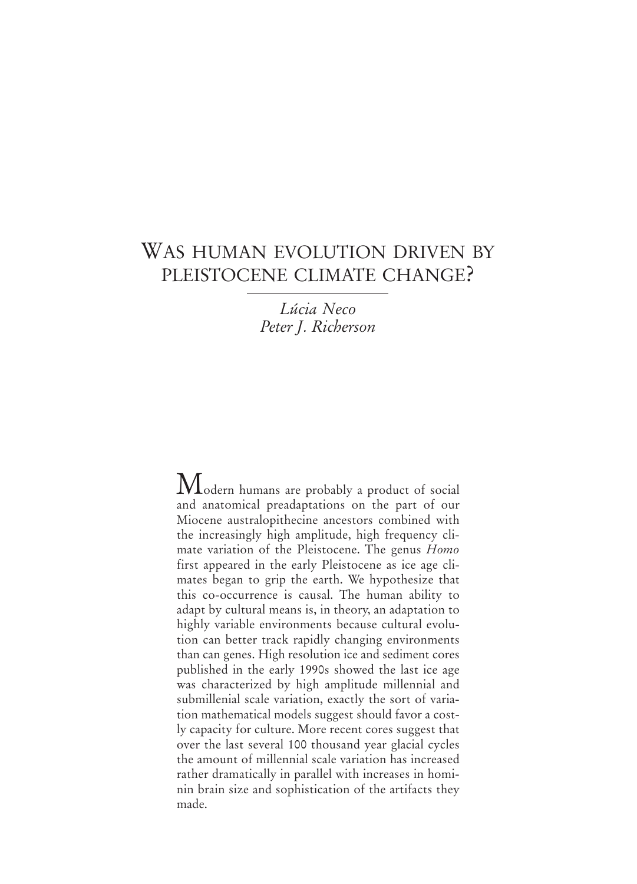# Was human evolution driven by Pleistocene climate change?

*Lúcia Neco*
*Peter J. Richerson*

Modern humans are probably a product of social and anatomical preadaptations on the part of our Miocene australopithecine ancestors combined with the increasingly high amplitude, high frequency climate variation of the Pleistocene. The genus *Homo* first appeared in the early Pleistocene as ice age climates began to grip the earth. We hypothesize that this co-occurrence is causal. The human ability to adapt by cultural means is, in theory, an adaptation to highly variable environments because cultural evolution can better track rapidly changing environments than can genes. High resolution ice and sediment cores published in the early 1990s showed the last ice age was characterized by high amplitude millennial and submillenial scale variation, exactly the sort of variation mathematical models suggest should favor a costly capacity for culture. More recent cores suggest that over the last several 100 thousand year glacial cycles the amount of millennial scale variation has increased rather dramatically in parallel with increases in hominin brain size and sophistication of the artifacts they made.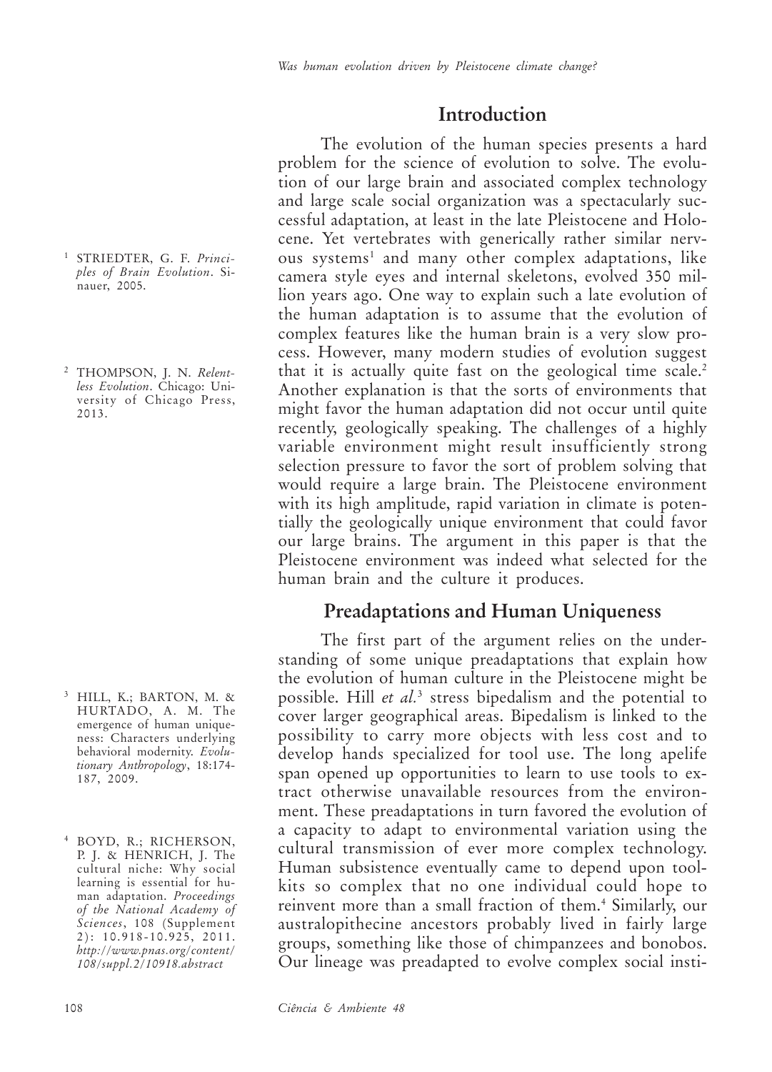## Introduction

The evolution of the human species presents a hard problem for the science of evolution to solve. The evolution of our large brain and associated complex technology and large scale social organization was a spectacularly successful adaptation, at least in the late Pleistocene and Holocene. Yet vertebrates with generically rather similar nervous systems[1] and many other complex adaptations, like camera style eyes and internal skeletons, evolved 350 million years ago. One way to explain such a late evolution of the human adaptation is to assume that the evolution of complex features like the human brain is a very slow process. However, many modern studies of evolution suggest that it is actually quite fast on the geological time scale.[2] Another explanation is that the sorts of environments that might favor the human adaptation did not occur until quite recently, geologically speaking. The challenges of a highly variable environment might result insufficiently strong selection pressure to favor the sort of problem solving that would require a large brain. The Pleistocene environment with its high amplitude, rapid variation in climate is potentially the geologically unique environment that could favor our large brains. The argument in this paper is that the Pleistocene environment was indeed what selected for the human brain and the culture it produces.

## Preadaptations and Human Uniqueness

The first part of the argument relies on the understanding of some unique preadaptations that explain how the evolution of human culture in the Pleistocene might be possible. Hill *et al.*[3] stress bipedalism and the potential to cover larger geographical areas. Bipedalism is linked to the possibility to carry more objects with less cost and to develop hands specialized for tool use. The long apelife span opened up opportunities to learn to use tools to extract otherwise unavailable resources from the environment. These preadaptations in turn favored the evolution of a capacity to adapt to environmental variation using the cultural transmission of ever more complex technology. Human subsistence eventually came to depend upon toolkits so complex that no one individual could hope to reinvent more than a small fraction of them.[4] Similarly, our australopithecine ancestors probably lived in fairly large groups, something like those of chimpanzees and bonobos. Our lineage was preadapted to evolve complex social insti-

[1] STRIEDTER, G. F. *Principles of Brain Evolution*. Sinauer, 2005.

[2] THOMPSON, J. N. *Relentless Evolution*. Chicago: University of Chicago Press, 2013.

[3] HILL, K.; BARTON, M. & HURTADO, A. M. The emergence of human uniqueness: Characters underlying behavioral modernity. *Evolutionary Anthropology*, 18:174-187, 2009.

[4] BOYD, R.; RICHERSON, P. J. & HENRICH, J. The cultural niche: Why social learning is essential for human adaptation. *Proceedings of the National Academy of Sciences*, 108 (Supplement 2): 10.918-10.925, 2011. *http://www.pnas.org/content/108/suppl.2/10918.abstract*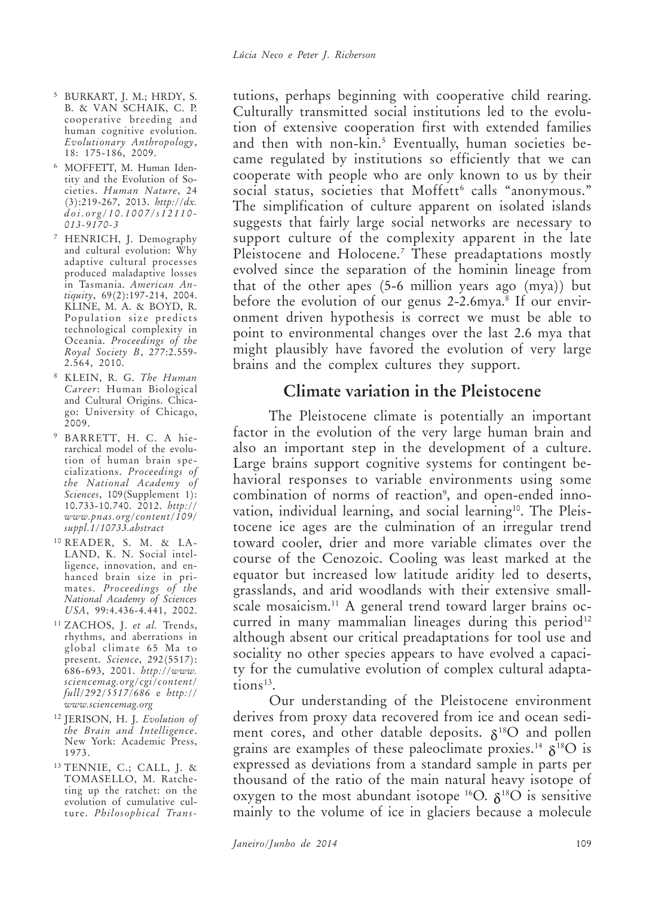tutions, perhaps beginning with cooperative child rearing. Culturally transmitted social institutions led to the evolution of extensive cooperation first with extended families and then with non-kin.[5] Eventually, human societies became regulated by institutions so efficiently that we can cooperate with people who are only known to us by their social status, societies that Moffett[6] calls "anonymous." The simplification of culture apparent on isolated islands suggests that fairly large social networks are necessary to support culture of the complexity apparent in the late Pleistocene and Holocene.[7] These preadaptations mostly evolved since the separation of the hominin lineage from that of the other apes (5-6 million years ago (mya)) but before the evolution of our genus 2-2.6mya.[8] If our environment driven hypothesis is correct we must be able to point to environmental changes over the last 2.6 mya that might plausibly have favored the evolution of very large brains and the complex cultures they support.

## Climate variation in the Pleistocene

The Pleistocene climate is potentially an important factor in the evolution of the very large human brain and also an important step in the development of a culture. Large brains support cognitive systems for contingent behavioral responses to variable environments using some combination of norms of reaction[9], and open-ended innovation, individual learning, and social learning[10]. The Pleistocene ice ages are the culmination of an irregular trend toward cooler, drier and more variable climates over the course of the Cenozoic. Cooling was least marked at the equator but increased low latitude aridity led to deserts, grasslands, and arid woodlands with their extensive small-scale mosaicism.[11] A general trend toward larger brains occurred in many mammalian lineages during this period[12] although absent our critical preadaptations for tool use and sociality no other species appears to have evolved a capacity for the cumulative evolution of complex cultural adaptations[13].

Our understanding of the Pleistocene environment derives from proxy data recovered from ice and ocean sediment cores, and other datable deposits. $\delta^{18}O$ and pollen grains are examples of these paleoclimate proxies.[14] $\delta^{18}O$ is expressed as deviations from a standard sample in parts per thousand of the ratio of the main natural heavy isotope of oxygen to the most abundant isotope $^{16}O$. $\delta^{18}O$ is sensitive mainly to the volume of ice in glaciers because a molecule

---

[5] BURKART, J. M.; HRDY, S. B. & VAN SCHAIK, C. P. cooperative breeding and human cognitive evolution. *Evolutionary Anthropology*, 18: 175-186, 2009.

[6] MOFFETT, M. Human Identity and the Evolution of Societies. *Human Nature*, 24 (3):219-267, 2013. *http://dx.doi.org/10.1007/s12110-013-9170-3*

[7] HENRICH, J. Demography and cultural evolution: Why adaptive cultural processes produced maladaptive losses in Tasmania. *American Antiquity*, 69(2):197-214, 2004. KLINE, M. A. & BOYD, R. Population size predicts technological complexity in Oceania. *Proceedings of the Royal Society B*, 277:2.559-2.564, 2010.

[8] KLEIN, R. G. *The Human Career*: Human Biological and Cultural Origins. Chicago: University of Chicago, 2009.

[9] BARRETT, H. C. A hierarchical model of the evolution of human brain specializations. *Proceedings of the National Academy of Sciences*, 109(Supplement 1): 10.733-10.740. 2012. *http://www.pnas.org/content/109/suppl.1/10733.abstract*

[10] READER, S. M. & LALAND, K. N. Social intelligence, innovation, and enhanced brain size in primates. *Proceedings of the National Academy of Sciences USA*, 99:4.436-4.441, 2002.

[11] ZACHOS, J. *et al.* Trends, rhythms, and aberrations in global climate 65 Ma to present. *Science*, 292(5517): 686-693, 2001. *http://www.sciencemag.org/cgi/content/full/292/5517/686* e *http://www.sciencemag.org*

[12] JERISON, H. J. *Evolution of the Brain and Intelligence*. New York: Academic Press, 1973.

[13] TENNIE, C.; CALL, J. & TOMASELLO, M. Ratcheting up the ratchet: on the evolution of cumulative culture. *Philosophical Trans-*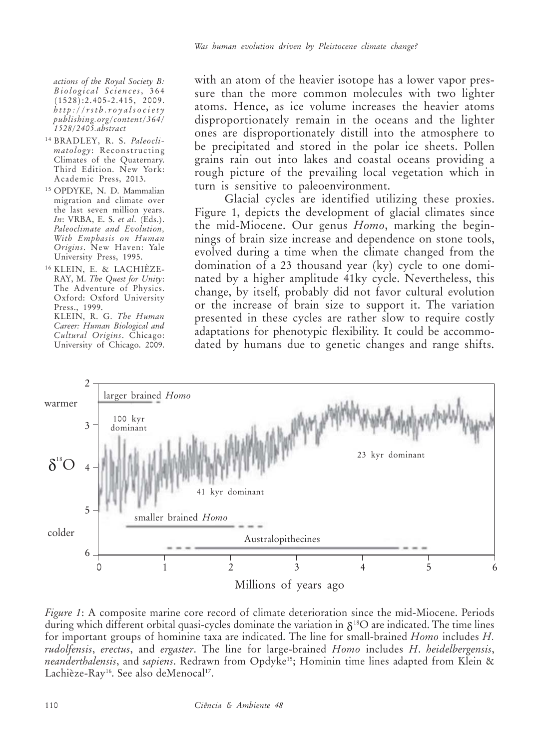with an atom of the heavier isotope has a lower vapor pressure than the more common molecules with two lighter atoms. Hence, as ice volume increases the heavier atoms disproportionately remain in the oceans and the lighter ones are disproportionately distill into the atmosphere to be precipitated and stored in the polar ice sheets. Pollen grains rain out into lakes and coastal oceans providing a rough picture of the prevailing local vegetation which in turn is sensitive to paleoenvironment.

Glacial cycles are identified utilizing these proxies. Figure 1, depicts the development of glacial climates since the mid-Miocene. Our genus *Homo*, marking the beginnings of brain size increase and dependence on stone tools, evolved during a time when the climate changed from the domination of a 23 thousand year (ky) cycle to one dominated by a higher amplitude 41ky cycle. Nevertheless, this change, by itself, probably did not favor cultural evolution or the increase of brain size to support it. The variation presented in these cycles are rather slow to require costly adaptations for phenotypic flexibility. It could be accommodated by humans due to genetic changes and range shifts.

*actions of the Royal Society B: Biological Sciences*, 364 (1528):2.405-2.415, 2009. *http://rstb.royalsocietypublishing.org/content/364/1528/2405.abstract*

[14] BRADLEY, R. S. *Paleoclimatology*: Reconstructing Climates of the Quaternary. Third Edition. New York: Academic Press, 2013.

[15] OPDYKE, N. D. Mammalian migration and climate over the last seven million years. *In*: VRBA, E. S. *et al*. (Eds.). *Paleoclimate and Evolution, With Emphasis on Human Origins*. New Haven: Yale University Press, 1995.

[16] KLEIN, E. & LACHIÈZE-RAY, M. *The Quest for Unity*: The Adventure of Physics. Oxford: Oxford University Press., 1999.
KLEIN, R. G. *The Human Career: Human Biological and Cultural Origins*. Chicago: University of Chicago. 2009.

*Figure 1*: A composite marine core record of climate deterioration since the mid-Miocene. Periods during which different orbital quasi-cycles dominate the variation in $\delta^{18}O$ are indicated. The time lines for important groups of hominine taxa are indicated. The line for small-brained *Homo* includes *H. rudolfensis*, *erectus*, and *ergaster*. The line for large-brained *Homo* includes *H. heidelbergensis*, *neanderthalensis*, and *sapiens*. Redrawn from Opdyke[15]; Hominin time lines adapted from Klein & Lachièze-Ray[16]. See also deMenocal[17].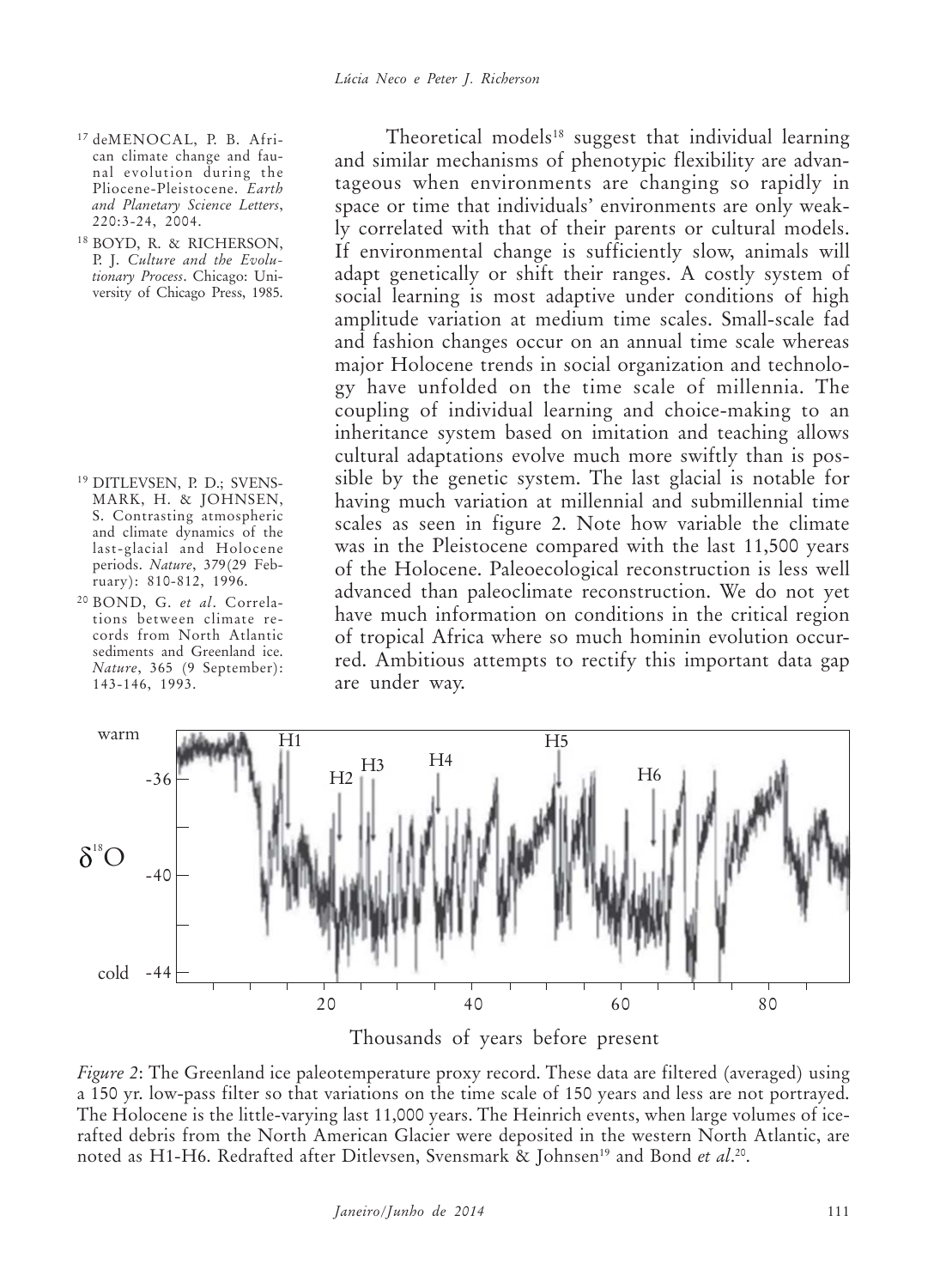Theoretical models[18] suggest that individual learning and similar mechanisms of phenotypic flexibility are advantageous when environments are changing so rapidly in space or time that individuals' environments are only weakly correlated with that of their parents or cultural models. If environmental change is sufficiently slow, animals will adapt genetically or shift their ranges. A costly system of social learning is most adaptive under conditions of high amplitude variation at medium time scales. Small-scale fad and fashion changes occur on an annual time scale whereas major Holocene trends in social organization and technology have unfolded on the time scale of millennia. The coupling of individual learning and choice-making to an inheritance system based on imitation and teaching allows cultural adaptations evolve much more swiftly than is possible by the genetic system. The last glacial is notable for having much variation at millennial and submillennial time scales as seen in figure 2. Note how variable the climate was in the Pleistocene compared with the last 11,500 years of the Holocene. Paleoecological reconstruction is less well advanced than paleoclimate reconstruction. We do not yet have much information on conditions in the critical region of tropical Africa where so much hominin evolution occurred. Ambitious attempts to rectify this important data gap are under way.

*Figure 2*: The Greenland ice paleotemperature proxy record. These data are filtered (averaged) using a 150 yr. low-pass filter so that variations on the time scale of 150 years and less are not portrayed. The Holocene is the little-varying last 11,000 years. The Heinrich events, when large volumes of ice-rafted debris from the North American Glacier were deposited in the western North Atlantic, are noted as H1-H6. Redrafted after Ditlevsen, Svensmark & Johnsen[19] and Bond *et al*.[20].

---

[17] deMENOCAL, P. B. African climate change and faunal evolution during the Pliocene-Pleistocene. *Earth and Planetary Science Letters*, 220:3-24, 2004.

[18] BOYD, R. & RICHERSON, P. J. *Culture and the Evolutionary Process*. Chicago: University of Chicago Press, 1985.

[19] DITLEVSEN, P. D.; SVENSMARK, H. & JOHNSEN, S. Contrasting atmospheric and climate dynamics of the last-glacial and Holocene periods. *Nature*, 379(29 February): 810-812, 1996.

[20] BOND, G. *et al*. Correlations between climate records from North Atlantic sediments and Greenland ice. *Nature*, 365 (9 September): 143-146, 1993.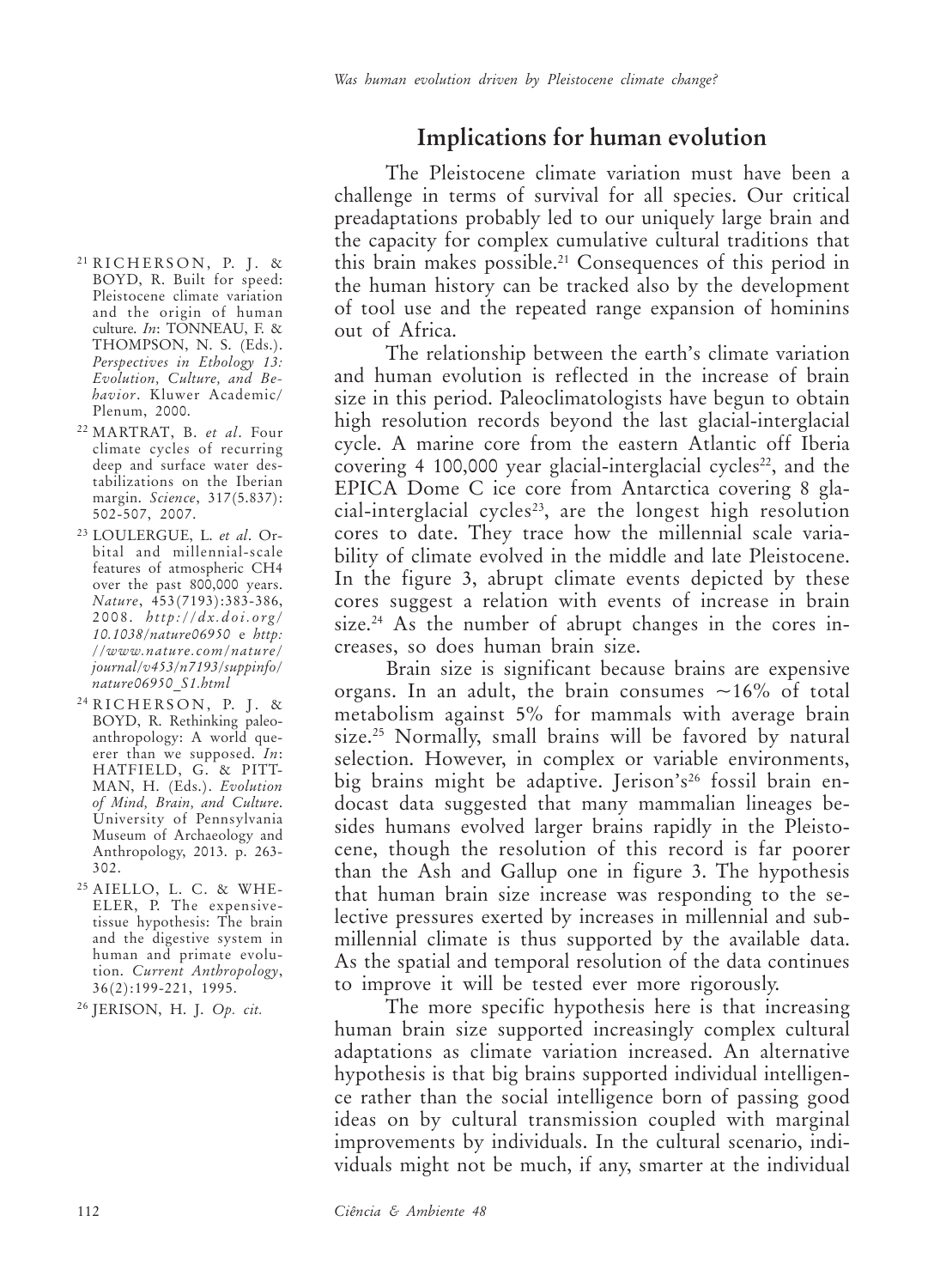## Implications for human evolution

The Pleistocene climate variation must have been a challenge in terms of survival for all species. Our critical preadaptations probably led to our uniquely large brain and the capacity for complex cumulative cultural traditions that this brain makes possible.[21] Consequences of this period in the human history can be tracked also by the development of tool use and the repeated range expansion of hominins out of Africa.

The relationship between the earth's climate variation and human evolution is reflected in the increase of brain size in this period. Paleoclimatologists have begun to obtain high resolution records beyond the last glacial-interglacial cycle. A marine core from the eastern Atlantic off Iberia covering 4 100,000 year glacial-interglacial cycles[22], and the EPICA Dome C ice core from Antarctica covering 8 glacial-interglacial cycles[23], are the longest high resolution cores to date. They trace how the millennial scale variability of climate evolved in the middle and late Pleistocene. In the figure 3, abrupt climate events depicted by these cores suggest a relation with events of increase in brain size.[24] As the number of abrupt changes in the cores increases, so does human brain size.

Brain size is significant because brains are expensive organs. In an adult, the brain consumes ~16% of total metabolism against 5% for mammals with average brain size.[25] Normally, small brains will be favored by natural selection. However, in complex or variable environments, big brains might be adaptive. Jerison's[26] fossil brain endocast data suggested that many mammalian lineages besides humans evolved larger brains rapidly in the Pleistocene, though the resolution of this record is far poorer than the Ash and Gallup one in figure 3. The hypothesis that human brain size increase was responding to the selective pressures exerted by increases in millennial and sub-millennial climate is thus supported by the available data. As the spatial and temporal resolution of the data continues to improve it will be tested ever more rigorously.

The more specific hypothesis here is that increasing human brain size supported increasingly complex cultural adaptations as climate variation increased. An alternative hypothesis is that big brains supported individual intelligence rather than the social intelligence born of passing good ideas on by cultural transmission coupled with marginal improvements by individuals. In the cultural scenario, individuals might not be much, if any, smarter at the individual

---

[21] RICHERSON, P. J. & BOYD, R. Built for speed: Pleistocene climate variation and the origin of human culture. *In*: TONNEAU, F. & THOMPSON, N. S. (Eds.). *Perspectives in Ethology 13: Evolution, Culture, and Behavior*. Kluwer Academic/Plenum, 2000.

[22] MARTRAT, B. *et al*. Four climate cycles of recurring deep and surface water destabilizations on the Iberian margin. *Science*, 317(5.837): 502-507, 2007.

[23] LOULERGUE, L. *et al*. Orbital and millennial-scale features of atmospheric CH4 over the past 800,000 years. *Nature*, 453(7193):383-386, 2008. *http://dx.doi.org/10.1038/nature06950* e *http://www.nature.com/nature/journal/v453/n7193/suppinfo/nature06950_S1.html*

[24] RICHERSON, P. J. & BOYD, R. Rethinking paleoanthropology: A world queerer than we supposed. *In*: HATFIELD, G. & PITTMAN, H. (Eds.). *Evolution of Mind, Brain, and Culture*. University of Pennsylvania Museum of Archaeology and Anthropology, 2013. p. 263-302.

[25] AIELLO, L. C. & WHEELER, P. The expensive-tissue hypothesis: The brain and the digestive system in human and primate evolution. *Current Anthropology*, 36(2):199-221, 1995.

[26] JERISON, H. J. *Op. cit.*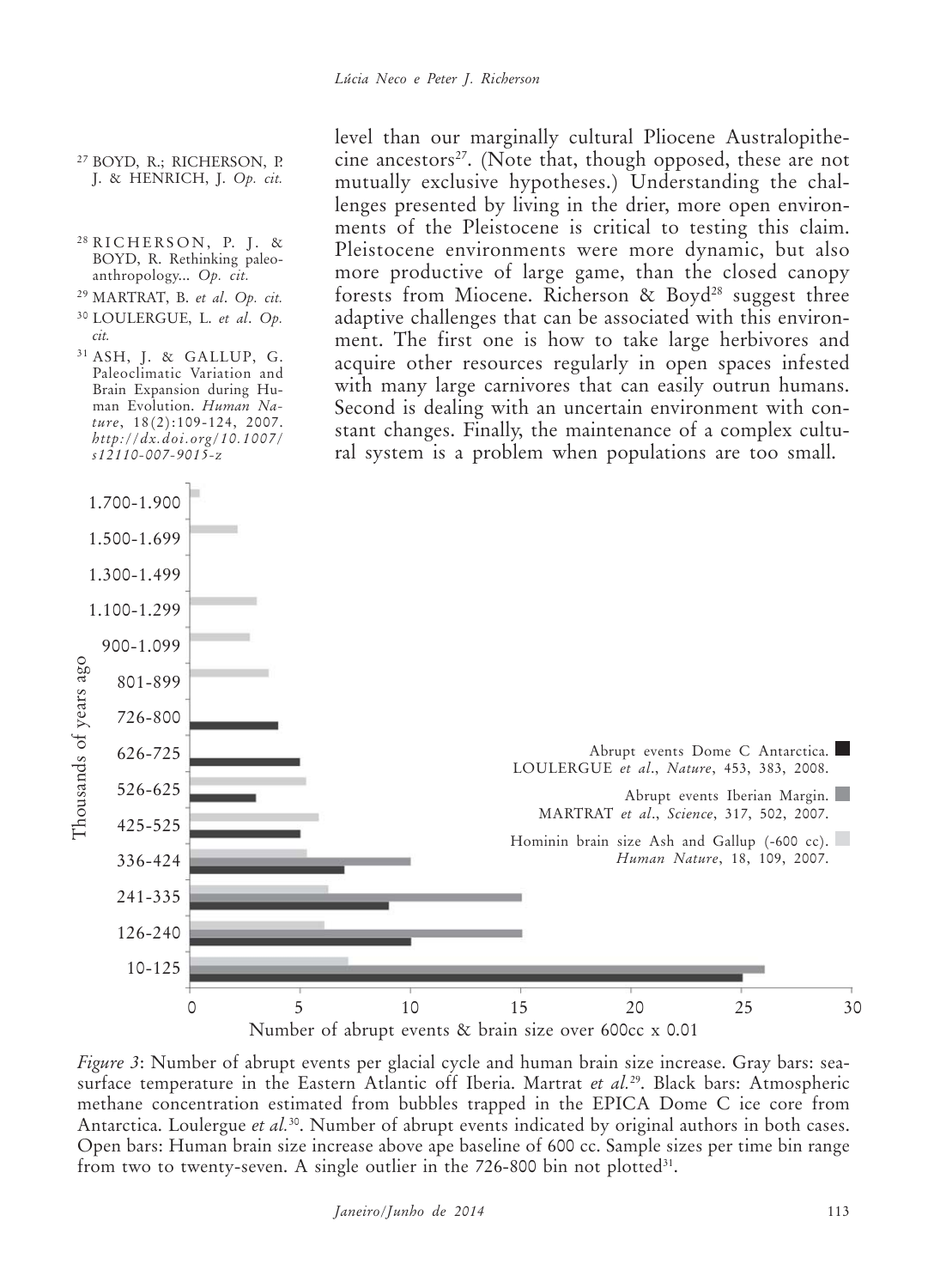level than our marginally cultural Pliocene Australopithecine ancestors[27]. (Note that, though opposed, these are not mutually exclusive hypotheses.) Understanding the challenges presented by living in the drier, more open environments of the Pleistocene is critical to testing this claim. Pleistocene environments were more dynamic, but also more productive of large game, than the closed canopy forests from Miocene. Richerson & Boyd[28] suggest three adaptive challenges that can be associated with this environment. The first one is how to take large herbivores and acquire other resources regularly in open spaces infested with many large carnivores that can easily outrun humans. Second is dealing with an uncertain environment with constant changes. Finally, the maintenance of a complex cultural system is a problem when populations are too small.

[27] BOYD, R.; RICHERSON, P. J. & HENRICH, J. *Op. cit.*

[28] RICHERSON, P. J. & BOYD, R. Rethinking paleoanthropology... *Op. cit.*

[29] MARTRAT, B. *et al*. *Op. cit.*

[30] LOULERGUE, L. *et al*. *Op. cit.*

[31] ASH, J. & GALLUP, G. Paleoclimatic Variation and Brain Expansion during Human Evolution. *Human Nature*, 18(2):109-124, 2007. *http://dx.doi.org/10.1007/s12110-007-9015-z*

*Figure 3*: Number of abrupt events per glacial cycle and human brain size increase. Gray bars: sea-surface temperature in the Eastern Atlantic off Iberia. Martrat *et al.*[29]. Black bars: Atmospheric methane concentration estimated from bubbles trapped in the EPICA Dome C ice core from Antarctica. Loulergue *et al.*[30]. Number of abrupt events indicated by original authors in both cases. Open bars: Human brain size increase above ape baseline of 600 cc. Sample sizes per time bin range from two to twenty-seven. A single outlier in the 726-800 bin not plotted[31].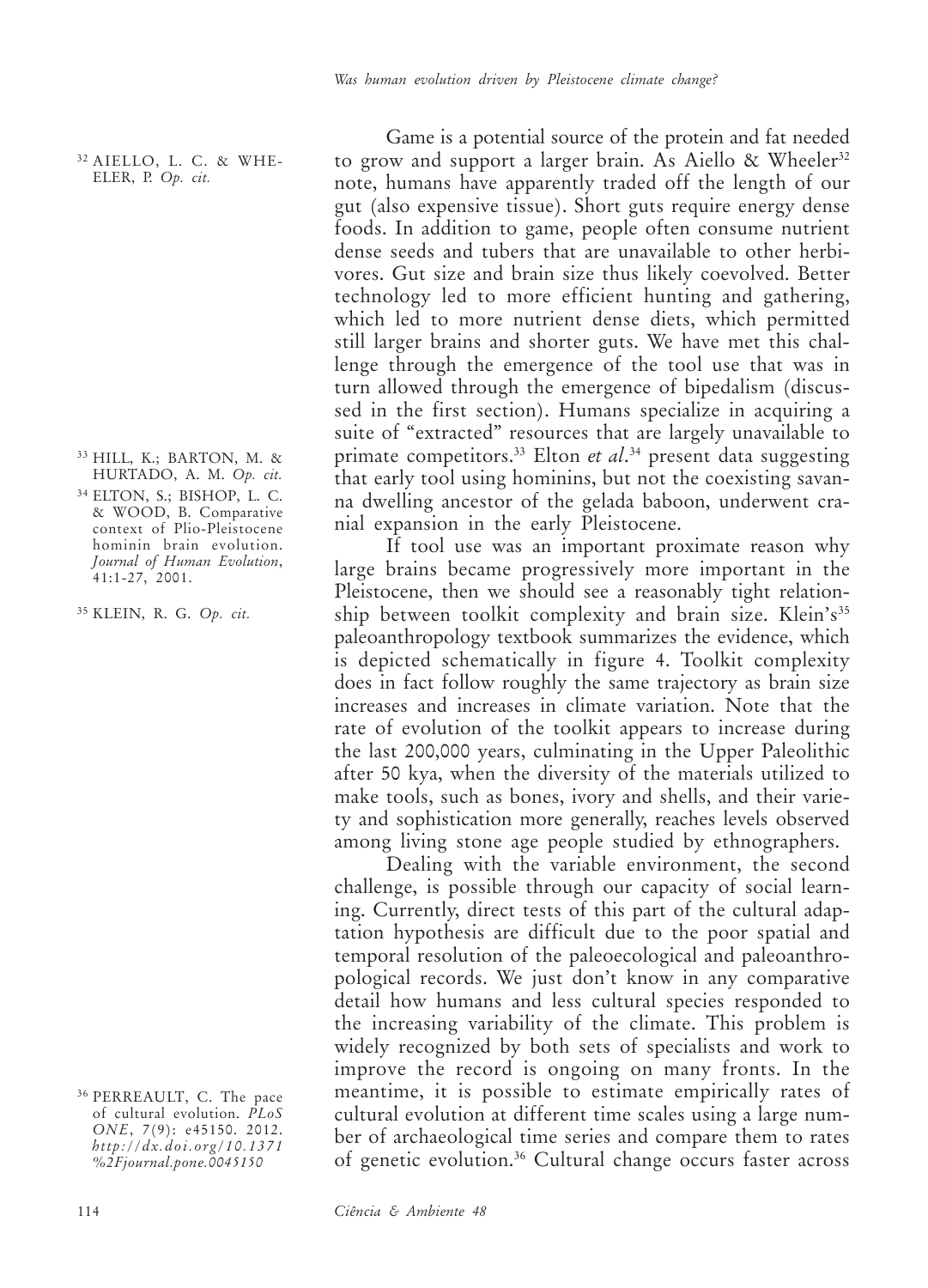Game is a potential source of the protein and fat needed to grow and support a larger brain. As Aiello & Wheeler[32] note, humans have apparently traded off the length of our gut (also expensive tissue). Short guts require energy dense foods. In addition to game, people often consume nutrient dense seeds and tubers that are unavailable to other herbivores. Gut size and brain size thus likely coevolved. Better technology led to more efficient hunting and gathering, which led to more nutrient dense diets, which permitted still larger brains and shorter guts. We have met this challenge through the emergence of the tool use that was in turn allowed through the emergence of bipedalism (discussed in the first section). Humans specialize in acquiring a suite of "extracted" resources that are largely unavailable to primate competitors.[33] Elton *et al*.[34] present data suggesting that early tool using hominins, but not the coexisting savanna dwelling ancestor of the gelada baboon, underwent cranial expansion in the early Pleistocene.

If tool use was an important proximate reason why large brains became progressively more important in the Pleistocene, then we should see a reasonably tight relationship between toolkit complexity and brain size. Klein's[35] paleoanthropology textbook summarizes the evidence, which is depicted schematically in figure 4. Toolkit complexity does in fact follow roughly the same trajectory as brain size increases and increases in climate variation. Note that the rate of evolution of the toolkit appears to increase during the last 200,000 years, culminating in the Upper Paleolithic after 50 kya, when the diversity of the materials utilized to make tools, such as bones, ivory and shells, and their variety and sophistication more generally, reaches levels observed among living stone age people studied by ethnographers.

Dealing with the variable environment, the second challenge, is possible through our capacity of social learning. Currently, direct tests of this part of the cultural adaptation hypothesis are difficult due to the poor spatial and temporal resolution of the paleoecological and paleoanthropological records. We just don't know in any comparative detail how humans and less cultural species responded to the increasing variability of the climate. This problem is widely recognized by both sets of specialists and work to improve the record is ongoing on many fronts. In the meantime, it is possible to estimate empirically rates of cultural evolution at different time scales using a large number of archaeological time series and compare them to rates of genetic evolution.[36] Cultural change occurs faster across

---

[32] AIELLO, L. C. & WHEELER, P. *Op. cit.*

[33] HILL, K.; BARTON, M. & HURTADO, A. M. *Op. cit.*

[34] ELTON, S.; BISHOP, L. C. & WOOD, B. Comparative context of Plio-Pleistocene hominin brain evolution. *Journal of Human Evolution*, 41:1-27, 2001.

[35] KLEIN, R. G. *Op. cit.*

[36] PERREAULT, C. The pace of cultural evolution. *PLoS ONE*, 7(9): e45150. 2012. *http://dx.doi.org/10.1371%2Fjournal.pone.0045150*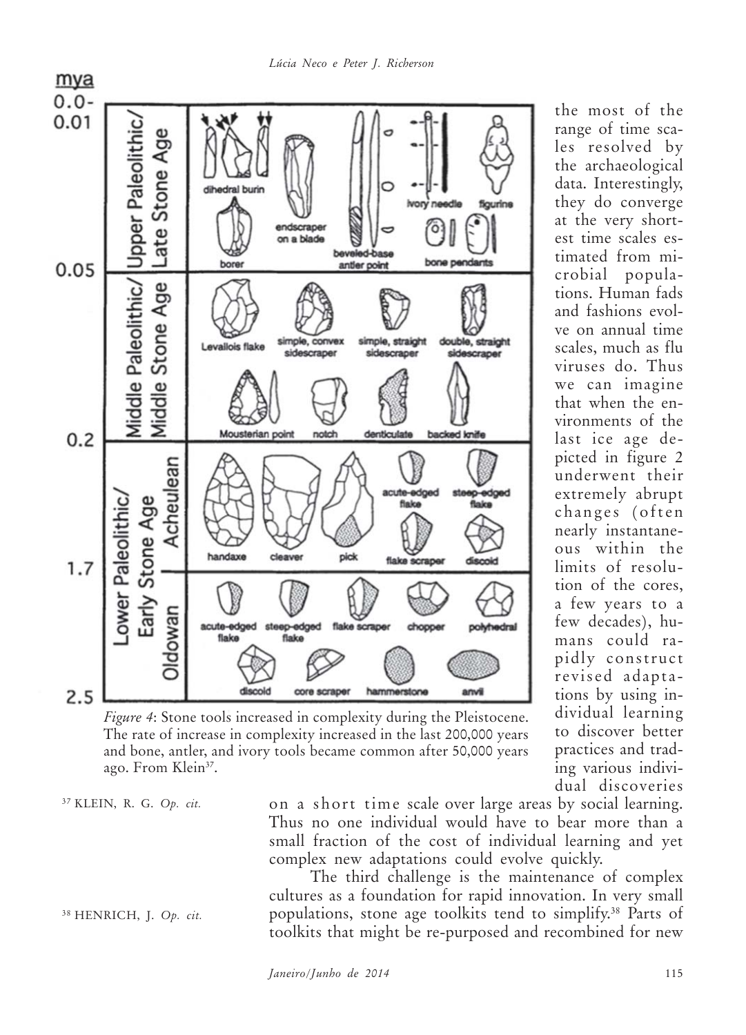the most of the range of time scales resolved by the archaeological data. Interestingly, they do converge at the very shortest time scales estimated from microbial populations. Human fads and fashions evolve on annual time scales, much as flu viruses do. Thus we can imagine that when the environments of the last ice age depicted in figure 2 underwent their extremely abrupt changes (often nearly instantaneous within the limits of resolution of the cores, a few years to a few decades), humans could rapidly construct revised adaptations by using individual learning to discover better practices and trading various individual discoveries on a short time scale over large areas by social learning. Thus no one individual would have to bear more than a small fraction of the cost of individual learning and yet complex new adaptations could evolve quickly.

*Figure 4*: Stone tools increased in complexity during the Pleistocene. The rate of increase in complexity increased in the last 200,000 years and bone, antler, and ivory tools became common after 50,000 years ago. From Klein[37].

The third challenge is the maintenance of complex cultures as a foundation for rapid innovation. In very small populations, stone age toolkits tend to simplify.[38] Parts of toolkits that might be re-purposed and recombined for new

[37] KLEIN, R. G. *Op. cit.*

[38] HENRICH, J. *Op. cit.*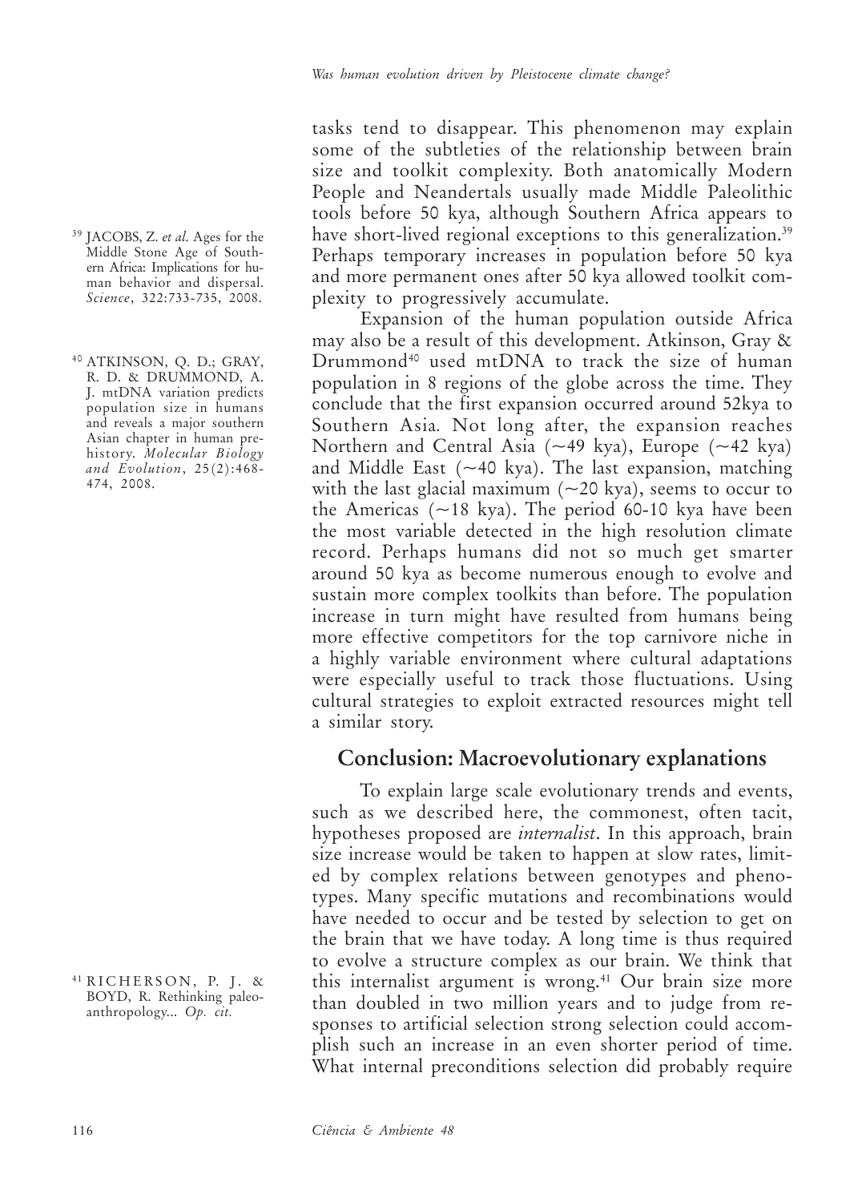tasks tend to disappear. This phenomenon may explain some of the subtleties of the relationship between brain size and toolkit complexity. Both anatomically Modern People and Neandertals usually made Middle Paleolithic tools before 50 kya, although Southern Africa appears to have short-lived regional exceptions to this generalization.[39] Perhaps temporary increases in population before 50 kya and more permanent ones after 50 kya allowed toolkit complexity to progressively accumulate.

Expansion of the human population outside Africa may also be a result of this development. Atkinson, Gray & Drummond[40] used mtDNA to track the size of human population in 8 regions of the globe across the time. They conclude that the first expansion occurred around 52kya to Southern Asia. Not long after, the expansion reaches Northern and Central Asia (~49 kya), Europe (~42 kya) and Middle East (~40 kya). The last expansion, matching with the last glacial maximum (~20 kya), seems to occur to the Americas (~18 kya). The period 60-10 kya have been the most variable detected in the high resolution climate record. Perhaps humans did not so much get smarter around 50 kya as become numerous enough to evolve and sustain more complex toolkits than before. The population increase in turn might have resulted from humans being more effective competitors for the top carnivore niche in a highly variable environment where cultural adaptations were especially useful to track those fluctuations. Using cultural strategies to exploit extracted resources might tell a similar story.

## Conclusion: Macroevolutionary explanations

To explain large scale evolutionary trends and events, such as we described here, the commonest, often tacit, hypotheses proposed are *internalist*. In this approach, brain size increase would be taken to happen at slow rates, limited by complex relations between genotypes and phenotypes. Many specific mutations and recombinations would have needed to occur and be tested by selection to get on the brain that we have today. A long time is thus required to evolve a structure complex as our brain. We think that this internalist argument is wrong.[41] Our brain size more than doubled in two million years and to judge from responses to artificial selection strong selection could accomplish such an increase in an even shorter period of time. What internal preconditions selection did probably require

---

[39] JACOBS, Z. *et al.* Ages for the Middle Stone Age of Southern Africa: Implications for human behavior and dispersal. *Science*, 322:733-735, 2008.

[40] ATKINSON, Q. D.; GRAY, R. D. & DRUMMOND, A. J. mtDNA variation predicts population size in humans and reveals a major southern Asian chapter in human prehistory. *Molecular Biology and Evolution*, 25(2):468-474, 2008.

[41] RICHERSON, P. J. & BOYD, R. Rethinking paleoanthropology... *Op. cit.*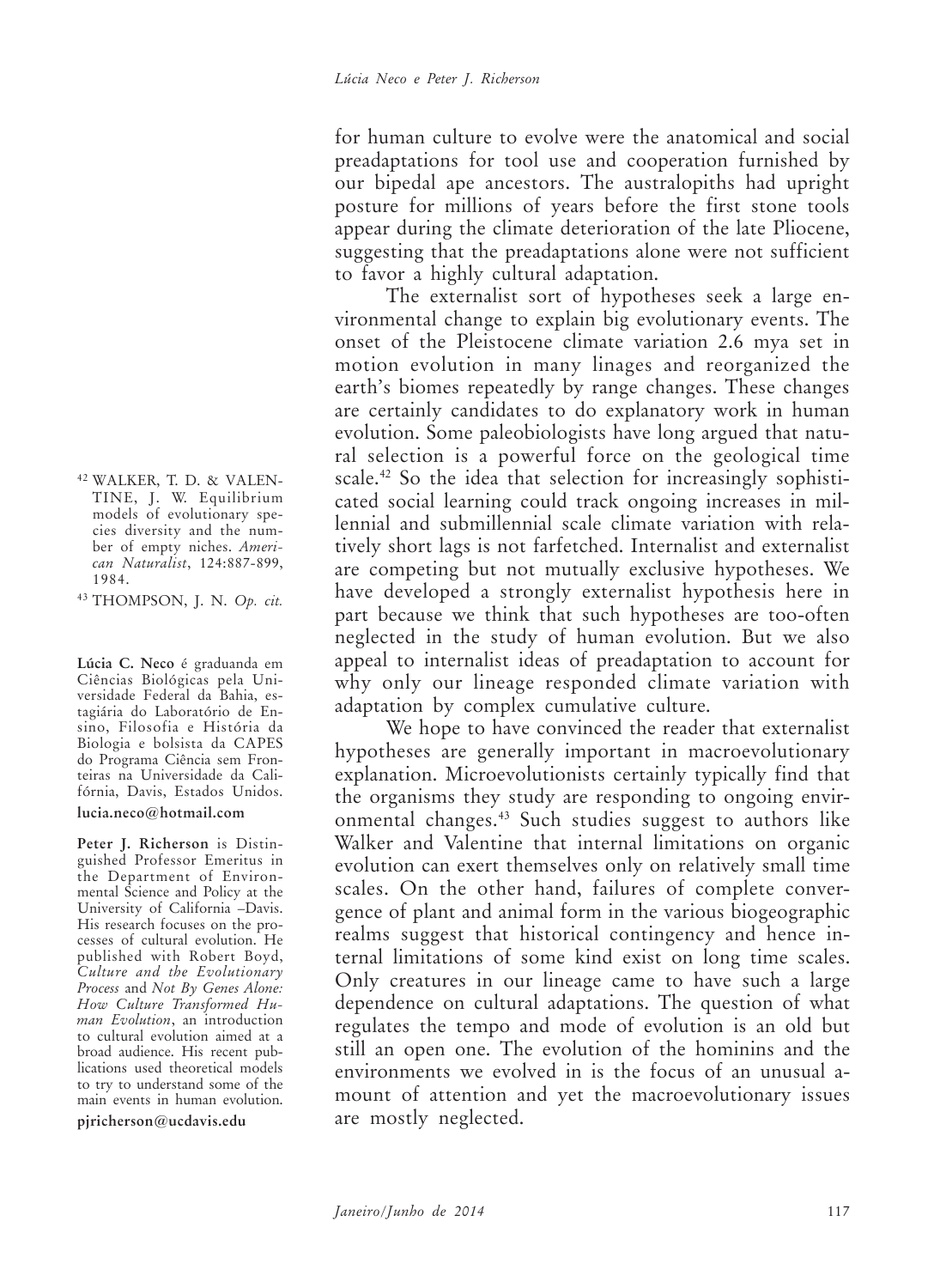for human culture to evolve were the anatomical and social preadaptations for tool use and cooperation furnished by our bipedal ape ancestors. The australopiths had upright posture for millions of years before the first stone tools appear during the climate deterioration of the late Pliocene, suggesting that the preadaptations alone were not sufficient to favor a highly cultural adaptation.

The externalist sort of hypotheses seek a large environmental change to explain big evolutionary events. The onset of the Pleistocene climate variation 2.6 mya set in motion evolution in many linages and reorganized the earth's biomes repeatedly by range changes. These changes are certainly candidates to do explanatory work in human evolution. Some paleobiologists have long argued that natural selection is a powerful force on the geological time scale.[42] So the idea that selection for increasingly sophisticated social learning could track ongoing increases in millennial and submillennial scale climate variation with relatively short lags is not farfetched. Internalist and externalist are competing but not mutually exclusive hypotheses. We have developed a strongly externalist hypothesis here in part because we think that such hypotheses are too-often neglected in the study of human evolution. But we also appeal to internalist ideas of preadaptation to account for why only our lineage responded climate variation with adaptation by complex cumulative culture.

We hope to have convinced the reader that externalist hypotheses are generally important in macroevolutionary explanation. Microevolutionists certainly typically find that the organisms they study are responding to ongoing environmental changes.[43] Such studies suggest to authors like Walker and Valentine that internal limitations on organic evolution can exert themselves only on relatively small time scales. On the other hand, failures of complete convergence of plant and animal form in the various biogeographic realms suggest that historical contingency and hence internal limitations of some kind exist on long time scales. Only creatures in our lineage came to have such a large dependence on cultural adaptations. The question of what regulates the tempo and mode of evolution is an old but still an open one. The evolution of the hominins and the environments we evolved in is the focus of an unusual amount of attention and yet the macroevolutionary issues are mostly neglected.

[42] WALKER, T. D. & VALENTINE, J. W. Equilibrium models of evolutionary species diversity and the number of empty niches. *American Naturalist*, 124:887-899, 1984.

[43] THOMPSON, J. N. *Op. cit.*

**Lúcia C. Neco** é graduanda em Ciências Biológicas pela Universidade Federal da Bahia, estagiária do Laboratório de Ensino, Filosofia e História da Biologia e bolsista da CAPES do Programa Ciência sem Fronteiras na Universidade da Califórnia, Davis, Estados Unidos.

**lucia.neco@hotmail.com**

**Peter J. Richerson** is Distinguished Professor Emeritus in the Department of Environmental Science and Policy at the University of California –Davis. His research focuses on the processes of cultural evolution. He published with Robert Boyd, *Culture and the Evolutionary Process* and *Not By Genes Alone: How Culture Transformed Human Evolution*, an introduction to cultural evolution aimed at a broad audience. His recent publications used theoretical models to try to understand some of the main events in human evolution.

**pjricherson@ucdavis.edu**